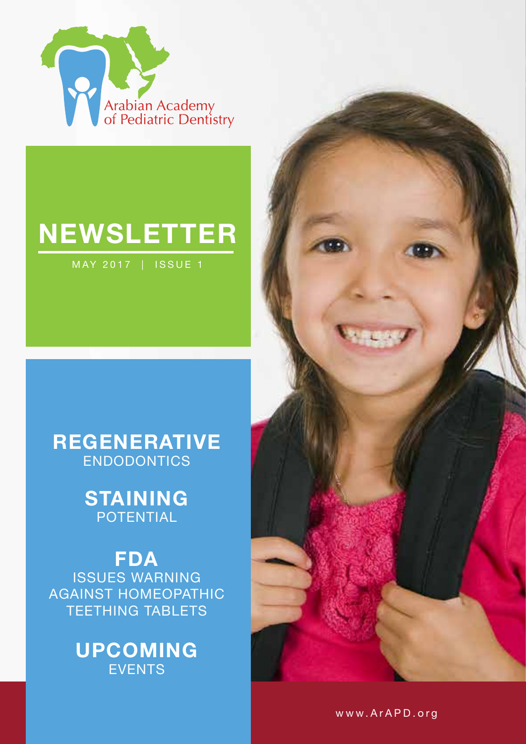Arabian Academy of Pediatric Dentistry

# NEWSLETTER

MAY 2017 | ISSUE 1

**REGENERATIVE**
ENDODONTICS

**STAINING**
POTENTIAL

**FDA**
ISSUES WARNING AGAINST HOMEOPATHIC TEETHING TABLETS

**UPCOMING**
EVENTS

www.ArAPD.org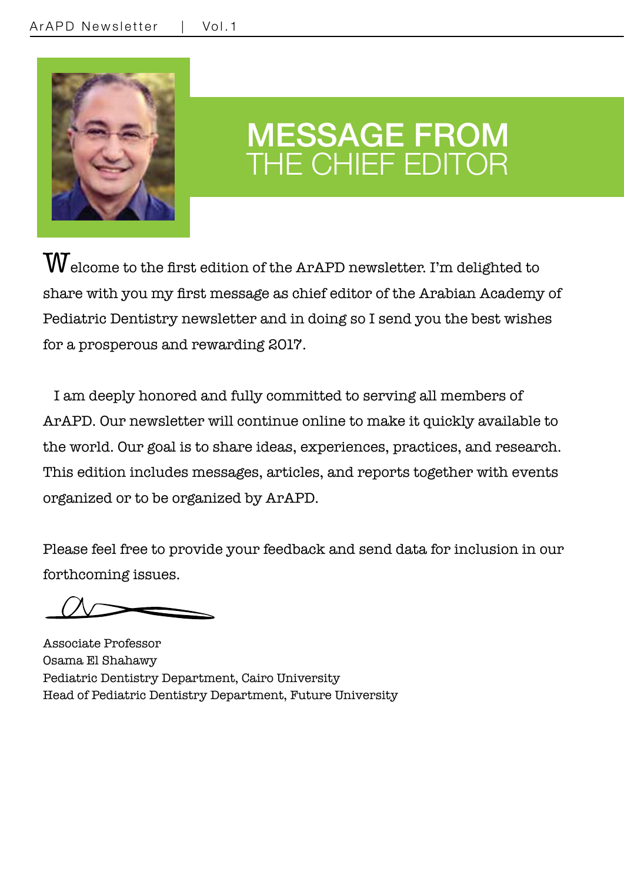# MESSAGE FROM THE CHIEF EDITOR

Welcome to the first edition of the ArAPD newsletter. I'm delighted to share with you my first message as chief editor of the Arabian Academy of Pediatric Dentistry newsletter and in doing so I send you the best wishes for a prosperous and rewarding 2017.

I am deeply honored and fully committed to serving all members of ArAPD. Our newsletter will continue online to make it quickly available to the world. Our goal is to share ideas, experiences, practices, and research. This edition includes messages, articles, and reports together with events organized or to be organized by ArAPD.

Please feel free to provide your feedback and send data for inclusion in our forthcoming issues.

Associate Professor
Osama El Shahawy
Pediatric Dentistry Department, Cairo University
Head of Pediatric Dentistry Department, Future University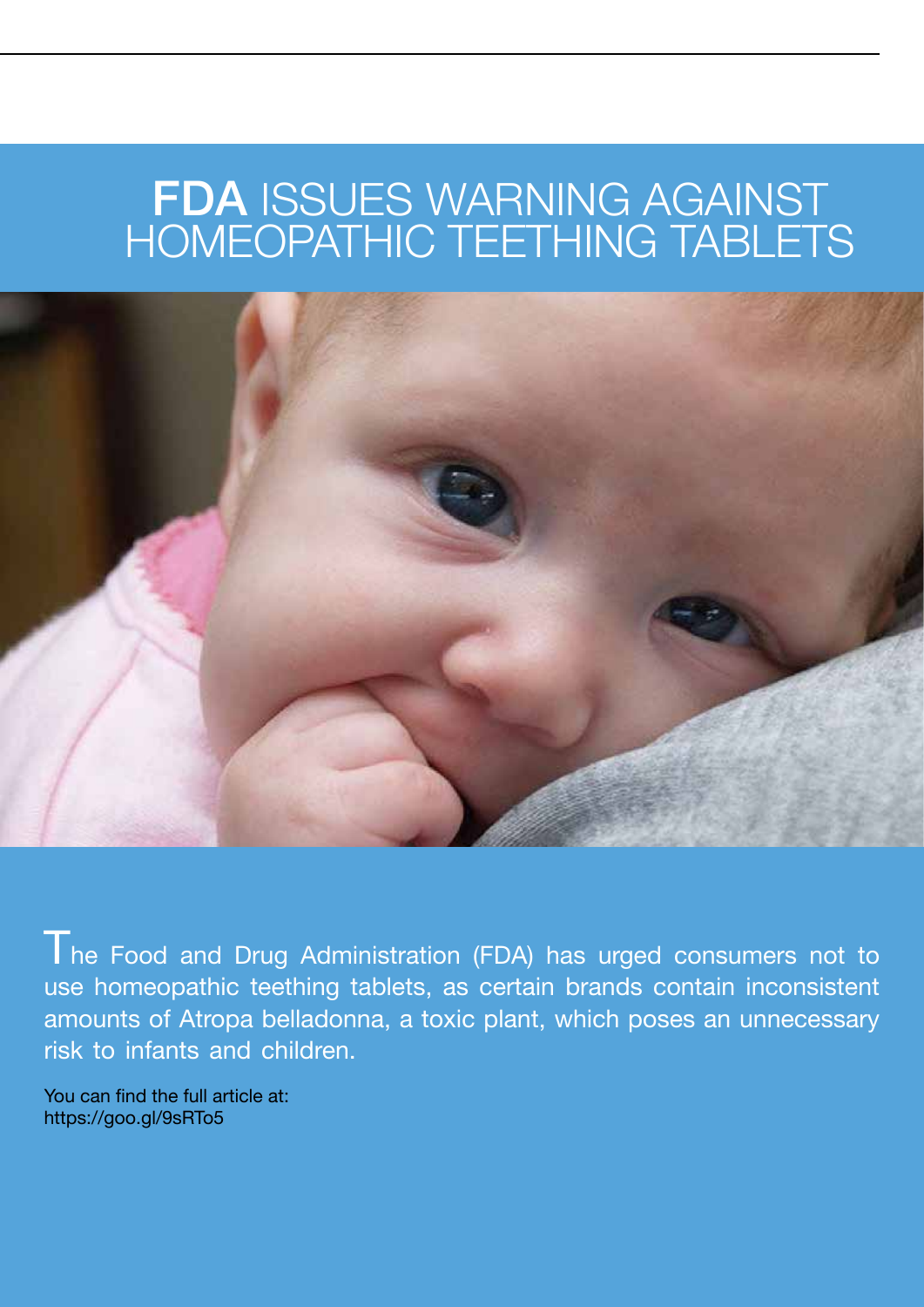# **FDA** ISSUES WARNING AGAINST HOMEOPATHIC TEETHING TABLETS

The Food and Drug Administration (FDA) has urged consumers not to use homeopathic teething tablets, as certain brands contain inconsistent amounts of Atropa belladonna, a toxic plant, which poses an unnecessary risk to infants and children.

You can find the full article at:
https://goo.gl/9sRTo5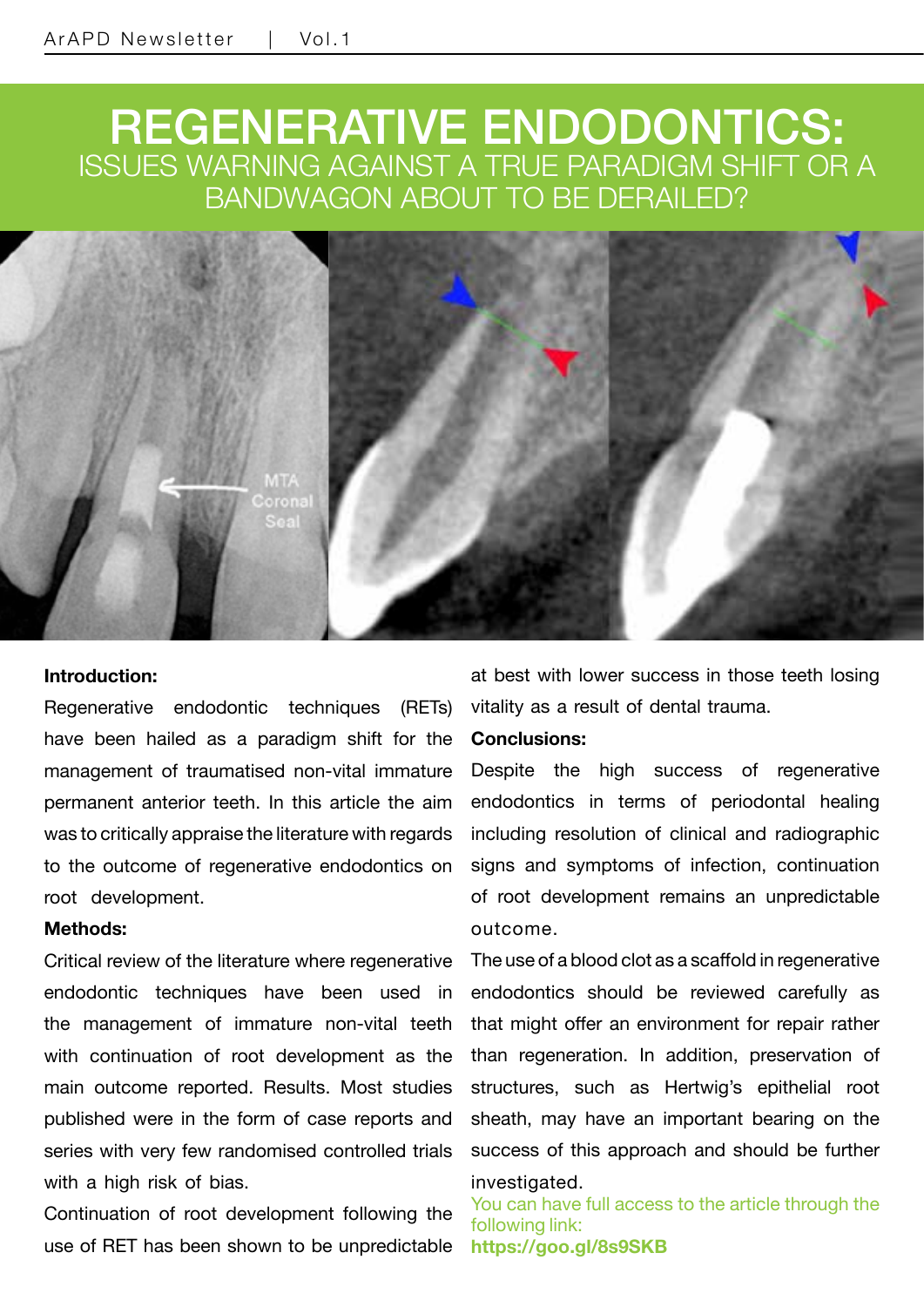# REGENERATIVE ENDODONTICS:

## ISSUES WARNING AGAINST A TRUE PARADIGM SHIFT OR A BANDWAGON ABOUT TO BE DERAILED?

**Introduction:**

Regenerative endodontic techniques (RETs) have been hailed as a paradigm shift for the management of traumatised non-vital immature permanent anterior teeth. In this article the aim was to critically appraise the literature with regards to the outcome of regenerative endodontics on root development.

**Methods:**

Critical review of the literature where regenerative endodontic techniques have been used in the management of immature non-vital teeth with continuation of root development as the main outcome reported. Results. Most studies published were in the form of case reports and series with very few randomised controlled trials with a high risk of bias.

Continuation of root development following the use of RET has been shown to be unpredictable at best with lower success in those teeth losing vitality as a result of dental trauma.

**Conclusions:**

Despite the high success of regenerative endodontics in terms of periodontal healing including resolution of clinical and radiographic signs and symptoms of infection, continuation of root development remains an unpredictable outcome.

The use of a blood clot as a scaffold in regenerative endodontics should be reviewed carefully as that might offer an environment for repair rather than regeneration. In addition, preservation of structures, such as Hertwig's epithelial root sheath, may have an important bearing on the success of this approach and should be further investigated.

You can have full access to the article through the following link:
**https://goo.gl/8s9SKB**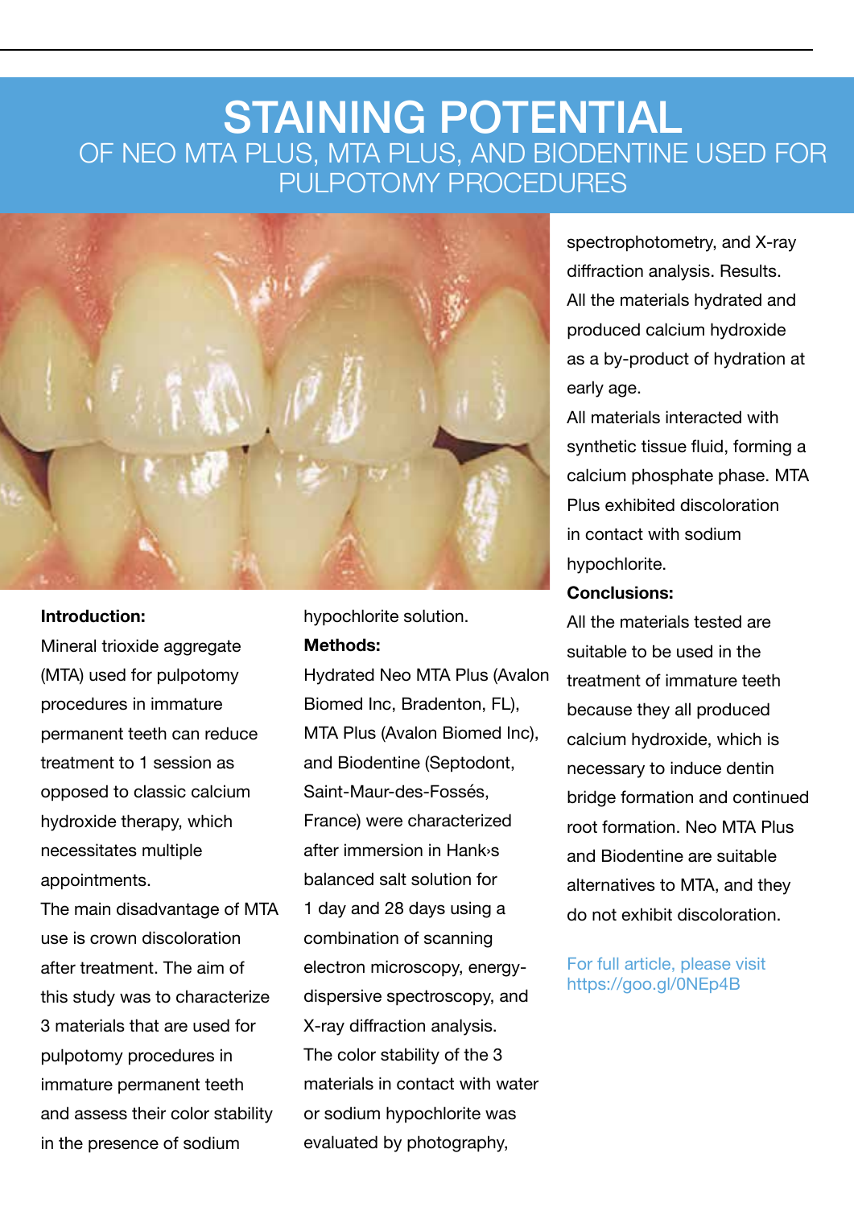# STAINING POTENTIAL

## OF NEO MTA PLUS, MTA PLUS, AND BIODENTINE USED FOR PULPOTOMY PROCEDURES

**Introduction:**

Mineral trioxide aggregate (MTA) used for pulpotomy procedures in immature permanent teeth can reduce treatment to 1 session as opposed to classic calcium hydroxide therapy, which necessitates multiple appointments.

The main disadvantage of MTA use is crown discoloration after treatment. The aim of this study was to characterize 3 materials that are used for pulpotomy procedures in immature permanent teeth and assess their color stability in the presence of sodium hypochlorite solution.

**Methods:**

Hydrated Neo MTA Plus (Avalon Biomed Inc, Bradenton, FL), MTA Plus (Avalon Biomed Inc), and Biodentine (Septodont, Saint-Maur-des-Fossés, France) were characterized after immersion in Hank›s balanced salt solution for 1 day and 28 days using a combination of scanning electron microscopy, energy-dispersive spectroscopy, and X-ray diffraction analysis.

The color stability of the 3 materials in contact with water or sodium hypochlorite was evaluated by photography, spectrophotometry, and X-ray diffraction analysis. Results. All the materials hydrated and produced calcium hydroxide as a by-product of hydration at early age.

All materials interacted with synthetic tissue fluid, forming a calcium phosphate phase. MTA Plus exhibited discoloration in contact with sodium hypochlorite.

**Conclusions:**

All the materials tested are suitable to be used in the treatment of immature teeth because they all produced calcium hydroxide, which is necessary to induce dentin bridge formation and continued root formation. Neo MTA Plus and Biodentine are suitable alternatives to MTA, and they do not exhibit discoloration.

For full article, please visit https://goo.gl/0NEp4B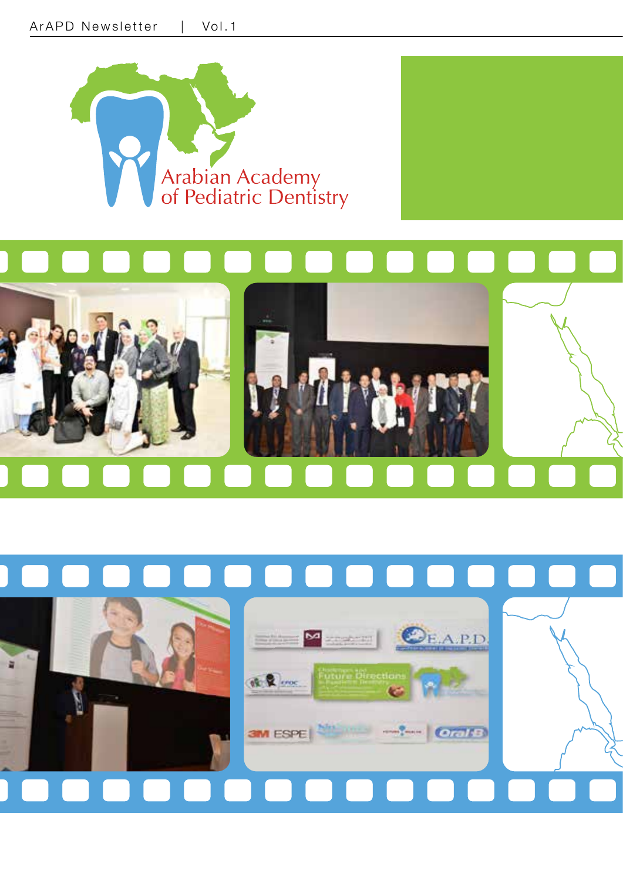Arabian Academy
of Pediatric Dentistry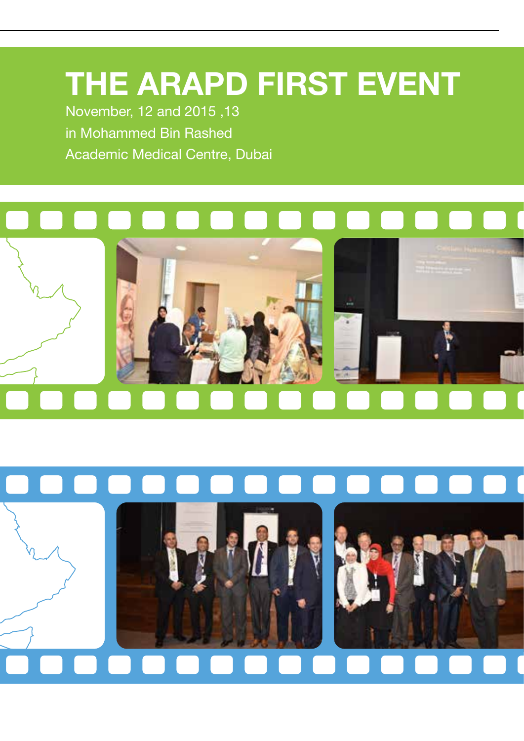# THE ARAPD FIRST EVENT

November, 12 and 2015 ,13
in Mohammed Bin Rashed
Academic Medical Centre, Dubai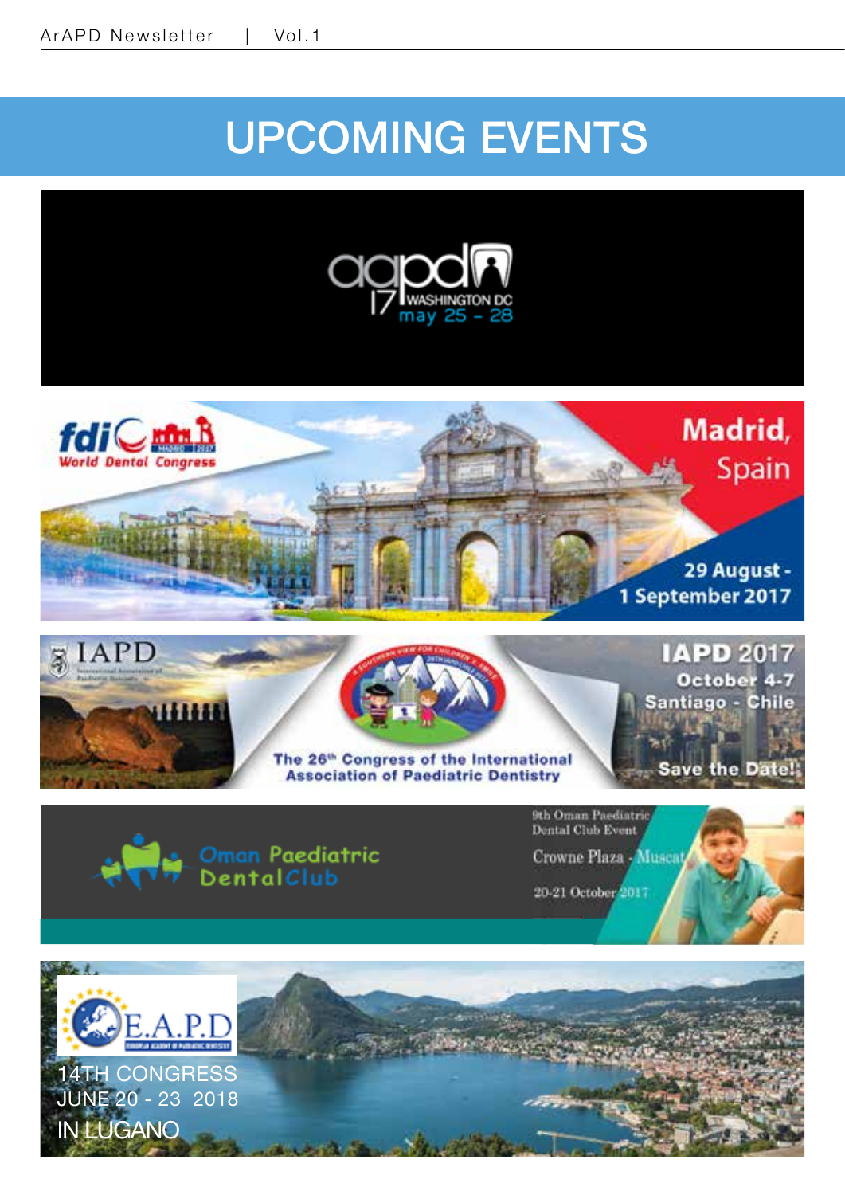# UPCOMING EVENTS

aapd 17 WASHINGTON DC may 25 – 28

fdi World Dental Congress MADRID 2017

Madrid, Spain

29 August - 1 September 2017

IAPD

The 26th Congress of the International Association of Paediatric Dentistry

IAPD 2017

October 4-7

Santiago - Chile

Save the Date!

Oman Paediatric Dental Club

9th Oman Paediatric Dental Club Event

Crowne Plaza - Muscat

20-21 October 2017

E.A.P.D

14TH CONGRESS

JUNE 20 - 23 2018

IN LUGANO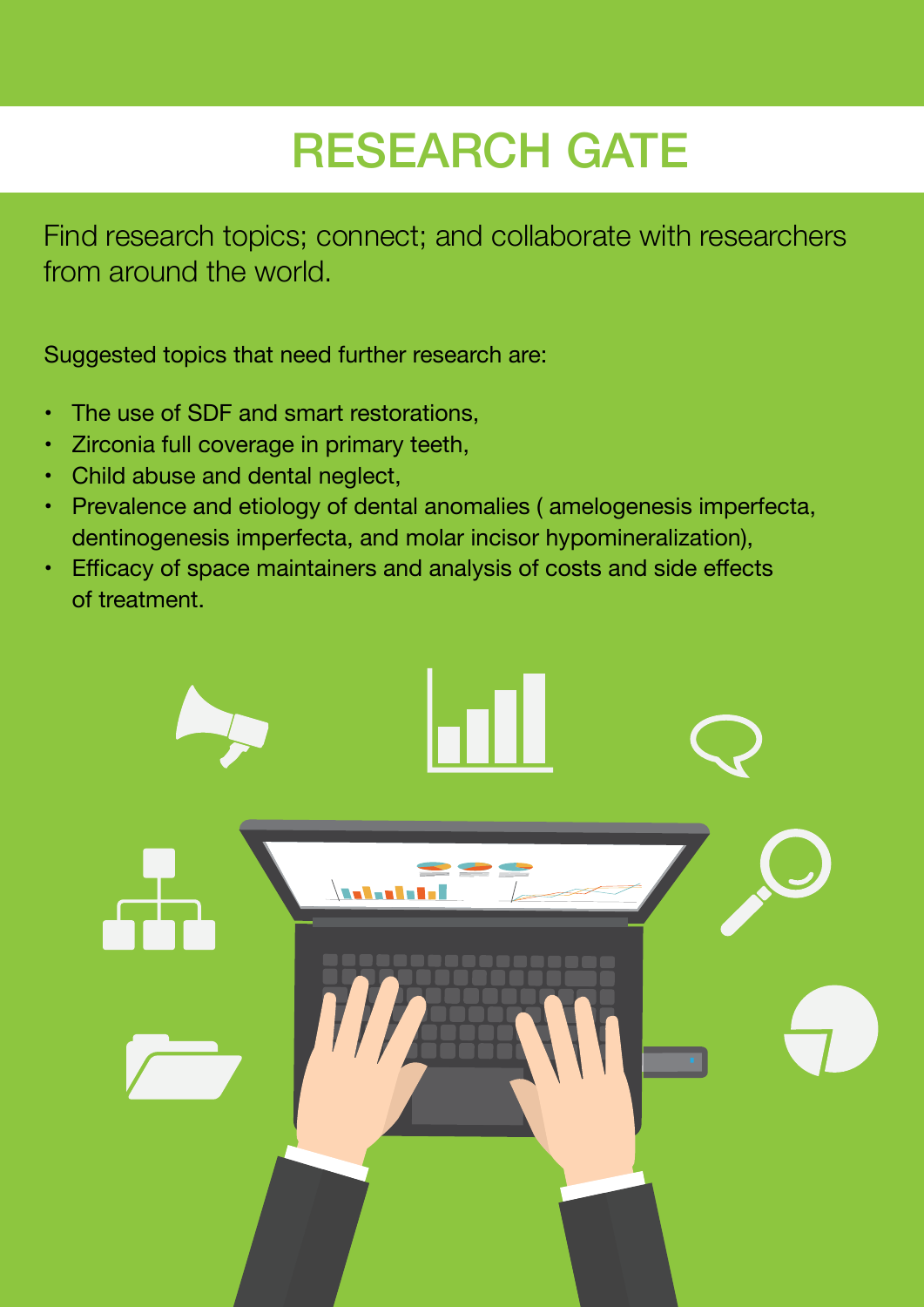# RESEARCH GATE

Find research topics; connect; and collaborate with researchers from around the world.

Suggested topics that need further research are:

- The use of SDF and smart restorations,
- Zirconia full coverage in primary teeth,
- Child abuse and dental neglect,
- Prevalence and etiology of dental anomalies ( amelogenesis imperfecta, dentinogenesis imperfecta, and molar incisor hypomineralization),
- Efficacy of space maintainers and analysis of costs and side effects of treatment.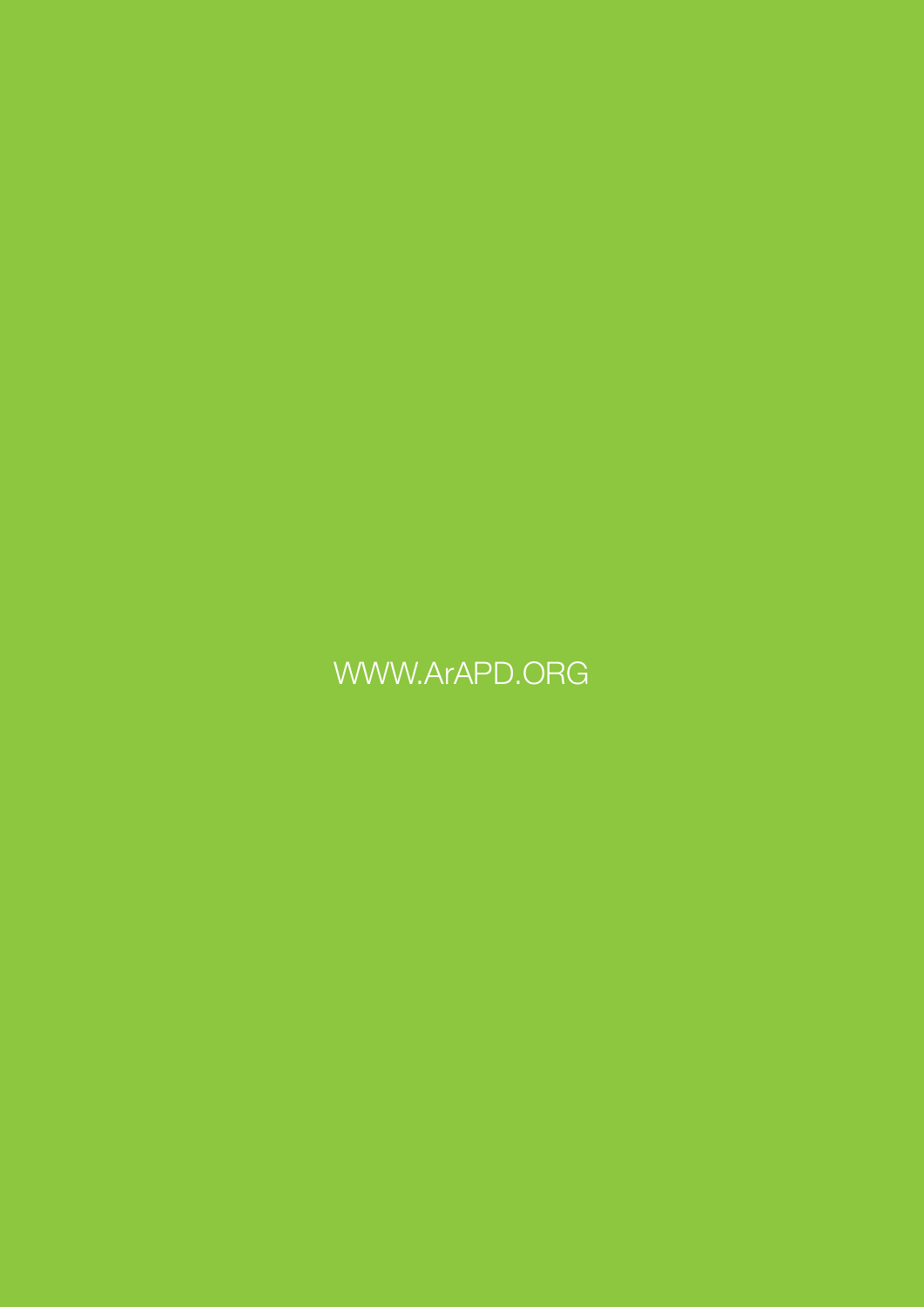WWW.ArAPD.ORG